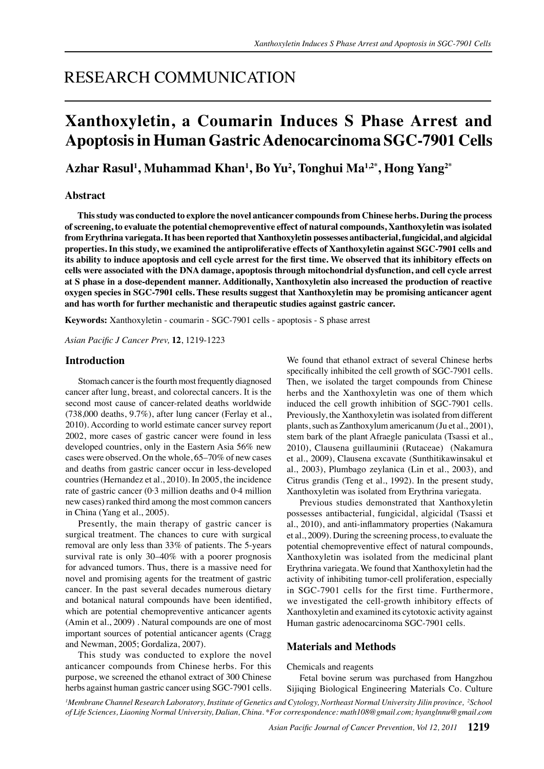# RESEARCH COMMUNICATION

# Xanthoxyletin, a Coumarin Induces S Phase Arrest and Apoptosis in Human Gastric Adenocarcinoma SGC-7901 Cells

**Azhar Rasul[1], Muhammad Khan[1], Bo Yu[2], Tonghui Ma[1,2*], Hong Yang[2*]**

## Abstract

**This study was conducted to explore the novel anticancer compounds from Chinese herbs. During the process of screening, to evaluate the potential chemopreventive effect of natural compounds, Xanthoxyletin was isolated from Erythrina variegata. It has been reported that Xanthoxyletin possesses antibacterial, fungicidal, and algicidal properties. In this study, we examined the antiproliferative effects of Xanthoxyletin against SGC-7901 cells and its ability to induce apoptosis and cell cycle arrest for the first time. We observed that its inhibitory effects on cells were associated with the DNA damage, apoptosis through mitochondrial dysfunction, and cell cycle arrest at S phase in a dose-dependent manner. Additionally, Xanthoxyletin also increased the production of reactive oxygen species in SGC-7901 cells. These results suggest that Xanthoxyletin may be promising anticancer agent and has worth for further mechanistic and therapeutic studies against gastric cancer.**

**Keywords:** Xanthoxyletin - coumarin - SGC-7901 cells - apoptosis - S phase arrest

*Asian Pacific J Cancer Prev,* **12**, 1219-1223

## Introduction

Stomach cancer is the fourth most frequently diagnosed cancer after lung, breast, and colorectal cancers. It is the second most cause of cancer-related deaths worldwide (738,000 deaths, 9.7%), after lung cancer (Ferlay et al., 2010). According to world estimate cancer survey report 2002, more cases of gastric cancer were found in less developed countries, only in the Eastern Asia 56% new cases were observed. On the whole, 65–70% of new cases and deaths from gastric cancer occur in less-developed countries (Hernandez et al., 2010). In 2005, the incidence rate of gastric cancer (0·3 million deaths and 0·4 million new cases) ranked third among the most common cancers in China (Yang et al., 2005).

Presently, the main therapy of gastric cancer is surgical treatment. The chances to cure with surgical removal are only less than 33% of patients. The 5-years survival rate is only 30–40% with a poorer prognosis for advanced tumors. Thus, there is a massive need for novel and promising agents for the treatment of gastric cancer. In the past several decades numerous dietary and botanical natural compounds have been identified, which are potential chemopreventive anticancer agents (Amin et al., 2009) . Natural compounds are one of most important sources of potential anticancer agents (Cragg and Newman, 2005; Gordaliza, 2007).

This study was conducted to explore the novel anticancer compounds from Chinese herbs. For this purpose, we screened the ethanol extract of 300 Chinese herbs against human gastric cancer using SGC-7901 cells. We found that ethanol extract of several Chinese herbs specifically inhibited the cell growth of SGC-7901 cells. Then, we isolated the target compounds from Chinese herbs and the Xanthoxyletin was one of them which induced the cell growth inhibition of SGC-7901 cells. Previously, the Xanthoxyletin was isolated from different plants, such as Zanthoxylum americanum (Ju et al., 2001), stem bark of the plant Afraegle paniculata (Tsassi et al., 2010), Clausena guillauminii (Rutaceae) (Nakamura et al., 2009), Clausena excavate (Sunthitikawinsakul et al., 2003), Plumbago zeylanica (Lin et al., 2003), and Citrus grandis (Teng et al., 1992). In the present study, Xanthoxyletin was isolated from Erythrina variegata.

Previous studies demonstrated that Xanthoxyletin possesses antibacterial, fungicidal, algicidal (Tsassi et al., 2010), and anti-inflammatory properties (Nakamura et al., 2009). During the screening process, to evaluate the potential chemopreventive effect of natural compounds, Xanthoxyletin was isolated from the medicinal plant Erythrina variegata. We found that Xanthoxyletin had the activity of inhibiting tumor-cell proliferation, especially in SGC-7901 cells for the first time. Furthermore, we investigated the cell-growth inhibitory effects of Xanthoxyletin and examined its cytotoxic activity against Human gastric adenocarcinoma SGC-7901 cells.

## Materials and Methods

Chemicals and reagents

Fetal bovine serum was purchased from Hangzhou Sijiqing Biological Engineering Materials Co. Culture

[1]Membrane Channel Research Laboratory, Institute of Genetics and Cytology, Northeast Normal University Jilin province, [2]School of Life Sciences, Liaoning Normal University, Dalian, China. *For correspondence: math108@gmail.com; hyanglnnu@gmail.com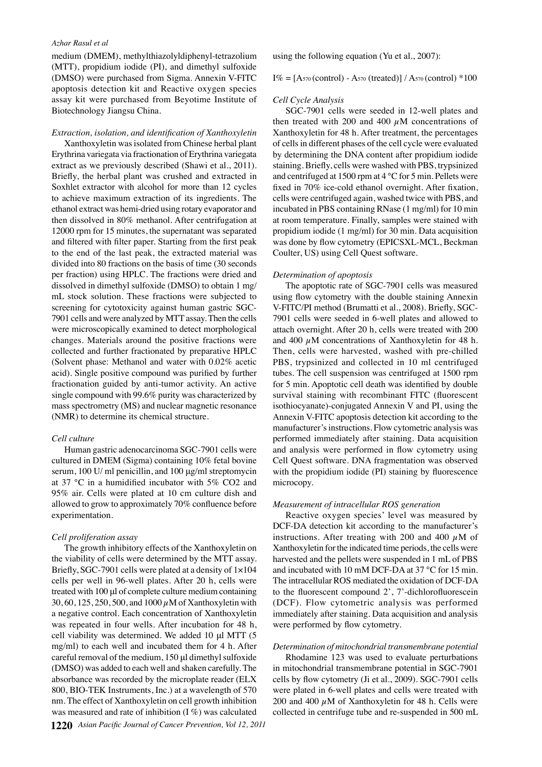medium (DMEM), methylthiazolyldiphenyl-tetrazolium (MTT), propidium iodide (PI), and dimethyl sulfoxide (DMSO) were purchased from Sigma. Annexin V-FITC apoptosis detection kit and Reactive oxygen species assay kit were purchased from Beyotime Institute of Biotechnology Jiangsu China.

### *Extraction, isolation, and identification of Xanthoxyletin*

Xanthoxyletin was isolated from Chinese herbal plant Erythrina variegata via fractionation of Erythrina variegata extract as we previously described (Shawi et al., 2011). Briefly, the herbal plant was crushed and extracted in Soxhlet extractor with alcohol for more than 12 cycles to achieve maximum extraction of its ingredients. The ethanol extract was hemi-dried using rotary evaporator and then dissolved in 80% methanol. After centrifugation at 12000 rpm for 15 minutes, the supernatant was separated and filtered with filter paper. Starting from the first peak to the end of the last peak, the extracted material was divided into 80 fractions on the basis of time (30 seconds per fraction) using HPLC. The fractions were dried and dissolved in dimethyl sulfoxide (DMSO) to obtain 1 mg/mL stock solution. These fractions were subjected to screening for cytotoxicity against human gastric SGC-7901 cells and were analyzed by MTT assay. Then the cells were microscopically examined to detect morphological changes. Materials around the positive fractions were collected and further fractionated by preparative HPLC (Solvent phase: Methanol and water with 0.02% acetic acid). Single positive compound was purified by further fractionation guided by anti-tumor activity. An active single compound with 99.6% purity was characterized by mass spectrometry (MS) and nuclear magnetic resonance (NMR) to determine its chemical structure.

### *Cell culture*

Human gastric adenocarcinoma SGC-7901 cells were cultured in DMEM (Sigma) containing 10% fetal bovine serum, 100 U/ ml penicillin, and 100 μg/ml streptomycin at 37 °C in a humidified incubator with 5% $CO_2$ and 95% air. Cells were plated at 10 cm culture dish and allowed to grow to approximately 70% confluence before experimentation.

### *Cell proliferation assay*

The growth inhibitory effects of the Xanthoxyletin on the viability of cells were determined by the MTT assay. Briefly, SGC-7901 cells were plated at a density of 1×104 cells per well in 96-well plates. After 20 h, cells were treated with 100 μl of complete culture medium containing 30, 60, 125, 250, 500, and 1000 $\mu$M of Xanthoxyletin with a negative control. Each concentration of Xanthoxyletin was repeated in four wells. After incubation for 48 h, cell viability was determined. We added 10 μl MTT (5 mg/ml) to each well and incubated them for 4 h. After careful removal of the medium, 150 μl dimethyl sulfoxide (DMSO) was added to each well and shaken carefully. The absorbance was recorded by the microplate reader (ELX 800, BIO-TEK Instruments, Inc.) at a wavelength of 570 nm. The effect of Xanthoxyletin on cell growth inhibition was measured and rate of inhibition (I %) was calculated using the following equation (Yu et al., 2007):

$$I\% = [A_{570}\,(\text{control}) - A_{570}\,(\text{treated})] / A_{570}\,(\text{control}) * 100$$

### *Cell Cycle Analysis*

SGC-7901 cells were seeded in 12-well plates and then treated with 200 and 400 $\mu$M concentrations of Xanthoxyletin for 48 h. After treatment, the percentages of cells in different phases of the cell cycle were evaluated by determining the DNA content after propidium iodide staining. Briefly, cells were washed with PBS, trypsinized and centrifuged at 1500 rpm at 4 °C for 5 min. Pellets were fixed in 70% ice-cold ethanol overnight. After fixation, cells were centrifuged again, washed twice with PBS, and incubated in PBS containing RNase (1 mg/ml) for 10 min at room temperature. Finally, samples were stained with propidium iodide (1 mg/ml) for 30 min. Data acquisition was done by flow cytometry (EPICSXL-MCL, Beckman Coulter, US) using Cell Quest software.

### *Determination of apoptosis*

The apoptotic rate of SGC-7901 cells was measured using flow cytometry with the double staining Annexin V-FITC/PI method (Brumatti et al., 2008). Briefly, SGC-7901 cells were seeded in 6-well plates and allowed to attach overnight. After 20 h, cells were treated with 200 and 400 $\mu$M concentrations of Xanthoxyletin for 48 h. Then, cells were harvested, washed with pre-chilled PBS, trypsinized and collected in 10 ml centrifuged tubes. The cell suspension was centrifuged at 1500 rpm for 5 min. Apoptotic cell death was identified by double survival staining with recombinant FITC (fluorescent isothiocyanate)-conjugated Annexin V and PI, using the Annexin V-FITC apoptosis detection kit according to the manufacturer's instructions. Flow cytometric analysis was performed immediately after staining. Data acquisition and analysis were performed in flow cytometry using Cell Quest software. DNA fragmentation was observed with the propidium iodide (PI) staining by fluorescence microcopy.

### *Measurement of intracellular ROS generation*

Reactive oxygen species' level was measured by DCF-DA detection kit according to the manufacturer's instructions. After treating with 200 and 400 $\mu$M of Xanthoxyletin for the indicated time periods, the cells were harvested and the pellets were suspended in 1 mL of PBS and incubated with 10 mM DCF-DA at 37 °C for 15 min. The intracellular ROS mediated the oxidation of DCF-DA to the fluorescent compound 2', 7'-dichlorofluorescein (DCF). Flow cytometric analysis was performed immediately after staining. Data acquisition and analysis were performed by flow cytometry.

### *Determination of mitochondrial transmembrane potential*

Rhodamine 123 was used to evaluate perturbations in mitochondrial transmembrane potential in SGC-7901 cells by flow cytometry (Ji et al., 2009). SGC-7901 cells were plated in 6-well plates and cells were treated with 200 and 400 $\mu$M of Xanthoxyletin for 48 h. Cells were collected in centrifuge tube and re-suspended in 500 mL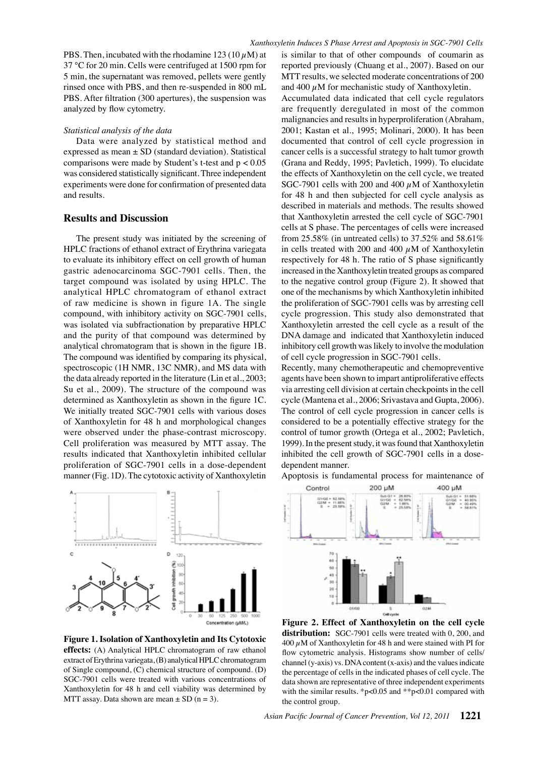PBS. Then, incubated with the rhodamine 123 (10 $\mu$M) at 37 °C for 20 min. Cells were centrifuged at 1500 rpm for 5 min, the supernatant was removed, pellets were gently rinsed once with PBS, and then re-suspended in 800 mL PBS. After filtration (300 apertures), the suspension was analyzed by flow cytometry.

*Statistical analysis of the data*

Data were analyzed by statistical method and expressed as mean ± SD (standard deviation). Statistical comparisons were made by Student's t-test and $p < 0.05$ was considered statistically significant. Three independent experiments were done for confirmation of presented data and results.

## Results and Discussion

The present study was initiated by the screening of HPLC fractions of ethanol extract of Erythrina variegata to evaluate its inhibitory effect on cell growth of human gastric adenocarcinoma SGC-7901 cells. Then, the target compound was isolated by using HPLC. The analytical HPLC chromatogram of ethanol extract of raw medicine is shown in figure 1A. The single compound, with inhibitory activity on SGC-7901 cells, was isolated via subfractionation by preparative HPLC and the purity of that compound was determined by analytical chromatogram that is shown in the figure 1B. The compound was identified by comparing its physical, spectroscopic (1H NMR, 13C NMR), and MS data with the data already reported in the literature (Lin et al., 2003; Su et al., 2009). The structure of the compound was determined as Xanthoxyletin as shown in the figure 1C. We initially treated SGC-7901 cells with various doses of Xanthoxyletin for 48 h and morphological changes were observed under the phase-contrast microscopy. Cell proliferation was measured by MTT assay. The results indicated that Xanthoxyletin inhibited cellular proliferation of SGC-7901 cells in a dose-dependent manner (Fig. 1D). The cytotoxic activity of Xanthoxyletin is similar to that of other compounds of coumarin as reported previously (Chuang et al., 2007). Based on our MTT results, we selected moderate concentrations of 200 and 400 $\mu$M for mechanistic study of Xanthoxyletin.

Accumulated data indicated that cell cycle regulators are frequently deregulated in most of the common malignancies and results in hyperproliferation (Abraham, 2001; Kastan et al., 1995; Molinari, 2000). It has been documented that control of cell cycle progression in cancer cells is a successful strategy to halt tumor growth (Grana and Reddy, 1995; Pavletich, 1999). To elucidate the effects of Xanthoxyletin on the cell cycle, we treated SGC-7901 cells with 200 and 400 $\mu$M of Xanthoxyletin for 48 h and then subjected for cell cycle analysis as described in materials and methods. The results showed that Xanthoxyletin arrested the cell cycle of SGC-7901 cells at S phase. The percentages of cells were increased from 25.58% (in untreated cells) to 37.52% and 58.61% in cells treated with 200 and 400 $\mu$M of Xanthoxyletin respectively for 48 h. The ratio of S phase significantly increased in the Xanthoxyletin treated groups as compared to the negative control group (Figure 2). It showed that one of the mechanisms by which Xanthoxyletin inhibited the proliferation of SGC-7901 cells was by arresting cell cycle progression. This study also demonstrated that Xanthoxyletin arrested the cell cycle as a result of the DNA damage and indicated that Xanthoxyletin induced inhibitory cell growth was likely to involve the modulation of cell cycle progression in SGC-7901 cells.

Recently, many chemotherapeutic and chemopreventive agents have been shown to impart antiproliferative effects via arresting cell division at certain checkpoints in the cell cycle (Mantena et al., 2006; Srivastava and Gupta, 2006). The control of cell cycle progression in cancer cells is considered to be a potentially effective strategy for the control of tumor growth (Ortega et al., 2002; Pavletich, 1999). In the present study, it was found that Xanthoxyletin inhibited the cell growth of SGC-7901 cells in a dose-dependent manner.

Apoptosis is fundamental process for maintenance of

**Figure 1. Isolation of Xanthoxyletin and Its Cytotoxic effects:** (A) Analytical HPLC chromatogram of raw ethanol extract of Erythrina variegata, (B) analytical HPLC chromatogram of Single compound, (C) chemical structure of compound. (D) SGC-7901 cells were treated with various concentrations of Xanthoxyletin for 48 h and cell viability was determined by MTT assay. Data shown are mean ± SD (n = 3).

**Figure 2. Effect of Xanthoxyletin on the cell cycle distribution:** SGC-7901 cells were treated with 0, 200, and 400 $\mu$M of Xanthoxyletin for 48 h and were stained with PI for flow cytometric analysis. Histograms show number of cells/channel (y-axis) vs. DNA content (x-axis) and the values indicate the percentage of cells in the indicated phases of cell cycle. The data shown are representative of three independent experiments with the similar results. $^{*}p<0.05$ and $^{**}p<0.01$ compared with the control group.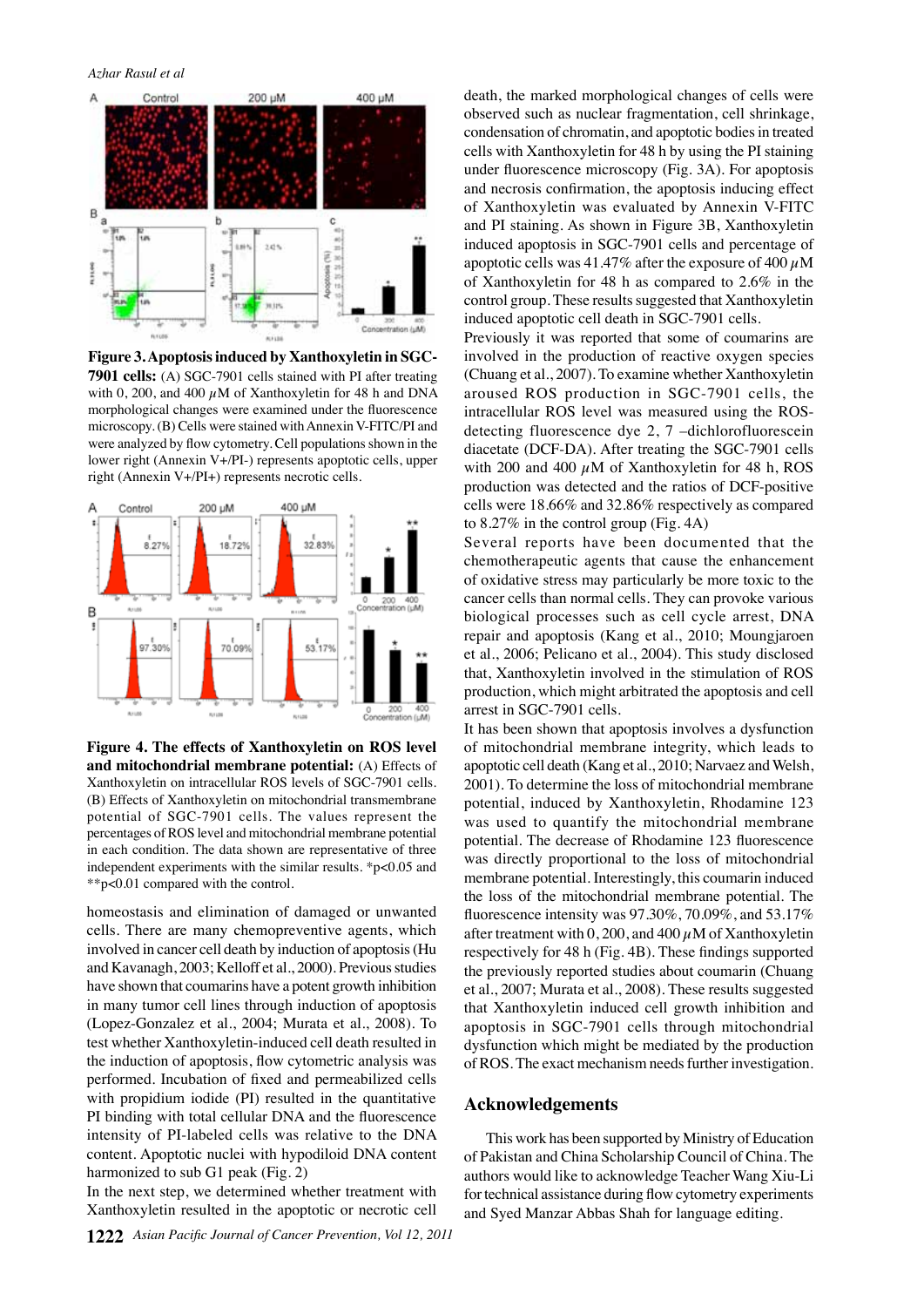**Figure 3. Apoptosis induced by Xanthoxyletin in SGC-7901 cells:** (A) SGC-7901 cells stained with PI after treating with 0, 200, and 400 $\mu$M of Xanthoxyletin for 48 h and DNA morphological changes were examined under the fluorescence microscopy. (B) Cells were stained with Annexin V-FITC/PI and were analyzed by flow cytometry. Cell populations shown in the lower right (Annexin V+/PI-) represents apoptotic cells, upper right (Annexin V+/PI+) represents necrotic cells.

**Figure 4. The effects of Xanthoxyletin on ROS level and mitochondrial membrane potential:** (A) Effects of Xanthoxyletin on intracellular ROS levels of SGC-7901 cells. (B) Effects of Xanthoxyletin on mitochondrial transmembrane potential of SGC-7901 cells. The values represent the percentages of ROS level and mitochondrial membrane potential in each condition. The data shown are representative of three independent experiments with the similar results. *p<0.05 and **p<0.01 compared with the control.

homeostasis and elimination of damaged or unwanted cells. There are many chemopreventive agents, which involved in cancer cell death by induction of apoptosis (Hu and Kavanagh, 2003; Kelloff et al., 2000). Previous studies have shown that coumarins have a potent growth inhibition in many tumor cell lines through induction of apoptosis (Lopez-Gonzalez et al., 2004; Murata et al., 2008). To test whether Xanthoxyletin-induced cell death resulted in the induction of apoptosis, flow cytometric analysis was performed. Incubation of fixed and permeabilized cells with propidium iodide (PI) resulted in the quantitative PI binding with total cellular DNA and the fluorescence intensity of PI-labeled cells was relative to the DNA content. Apoptotic nuclei with hypodiloid DNA content harmonized to sub G1 peak (Fig. 2)

In the next step, we determined whether treatment with Xanthoxyletin resulted in the apoptotic or necrotic cell death, the marked morphological changes of cells were observed such as nuclear fragmentation, cell shrinkage, condensation of chromatin, and apoptotic bodies in treated cells with Xanthoxyletin for 48 h by using the PI staining under fluorescence microscopy (Fig. 3A). For apoptosis and necrosis confirmation, the apoptosis inducing effect of Xanthoxyletin was evaluated by Annexin V-FITC and PI staining. As shown in Figure 3B, Xanthoxyletin induced apoptosis in SGC-7901 cells and percentage of apoptotic cells was 41.47% after the exposure of 400 $\mu$M of Xanthoxyletin for 48 h as compared to 2.6% in the control group. These results suggested that Xanthoxyletin induced apoptotic cell death in SGC-7901 cells.

Previously it was reported that some of coumarins are involved in the production of reactive oxygen species (Chuang et al., 2007). To examine whether Xanthoxyletin aroused ROS production in SGC-7901 cells, the intracellular ROS level was measured using the ROS-detecting fluorescence dye 2, 7 –dichlorofluorescein diacetate (DCF-DA). After treating the SGC-7901 cells with 200 and 400 $\mu$M of Xanthoxyletin for 48 h, ROS production was detected and the ratios of DCF-positive cells were 18.66% and 32.86% respectively as compared to 8.27% in the control group (Fig. 4A)

Several reports have been documented that the chemotherapeutic agents that cause the enhancement of oxidative stress may particularly be more toxic to the cancer cells than normal cells. They can provoke various biological processes such as cell cycle arrest, DNA repair and apoptosis (Kang et al., 2010; Moungjaroen et al., 2006; Pelicano et al., 2004). This study disclosed that, Xanthoxyletin involved in the stimulation of ROS production, which might arbitrated the apoptosis and cell arrest in SGC-7901 cells.

It has been shown that apoptosis involves a dysfunction of mitochondrial membrane integrity, which leads to apoptotic cell death (Kang et al., 2010; Narvaez and Welsh, 2001). To determine the loss of mitochondrial membrane potential, induced by Xanthoxyletin, Rhodamine 123 was used to quantify the mitochondrial membrane potential. The decrease of Rhodamine 123 fluorescence was directly proportional to the loss of mitochondrial membrane potential. Interestingly, this coumarin induced the loss of the mitochondrial membrane potential. The fluorescence intensity was 97.30%, 70.09%, and 53.17% after treatment with 0, 200, and 400 $\mu$M of Xanthoxyletin respectively for 48 h (Fig. 4B). These findings supported the previously reported studies about coumarin (Chuang et al., 2007; Murata et al., 2008). These results suggested that Xanthoxyletin induced cell growth inhibition and apoptosis in SGC-7901 cells through mitochondrial dysfunction which might be mediated by the production of ROS. The exact mechanism needs further investigation.

## Acknowledgements

This work has been supported by Ministry of Education of Pakistan and China Scholarship Council of China. The authors would like to acknowledge Teacher Wang Xiu-Li for technical assistance during flow cytometry experiments and Syed Manzar Abbas Shah for language editing.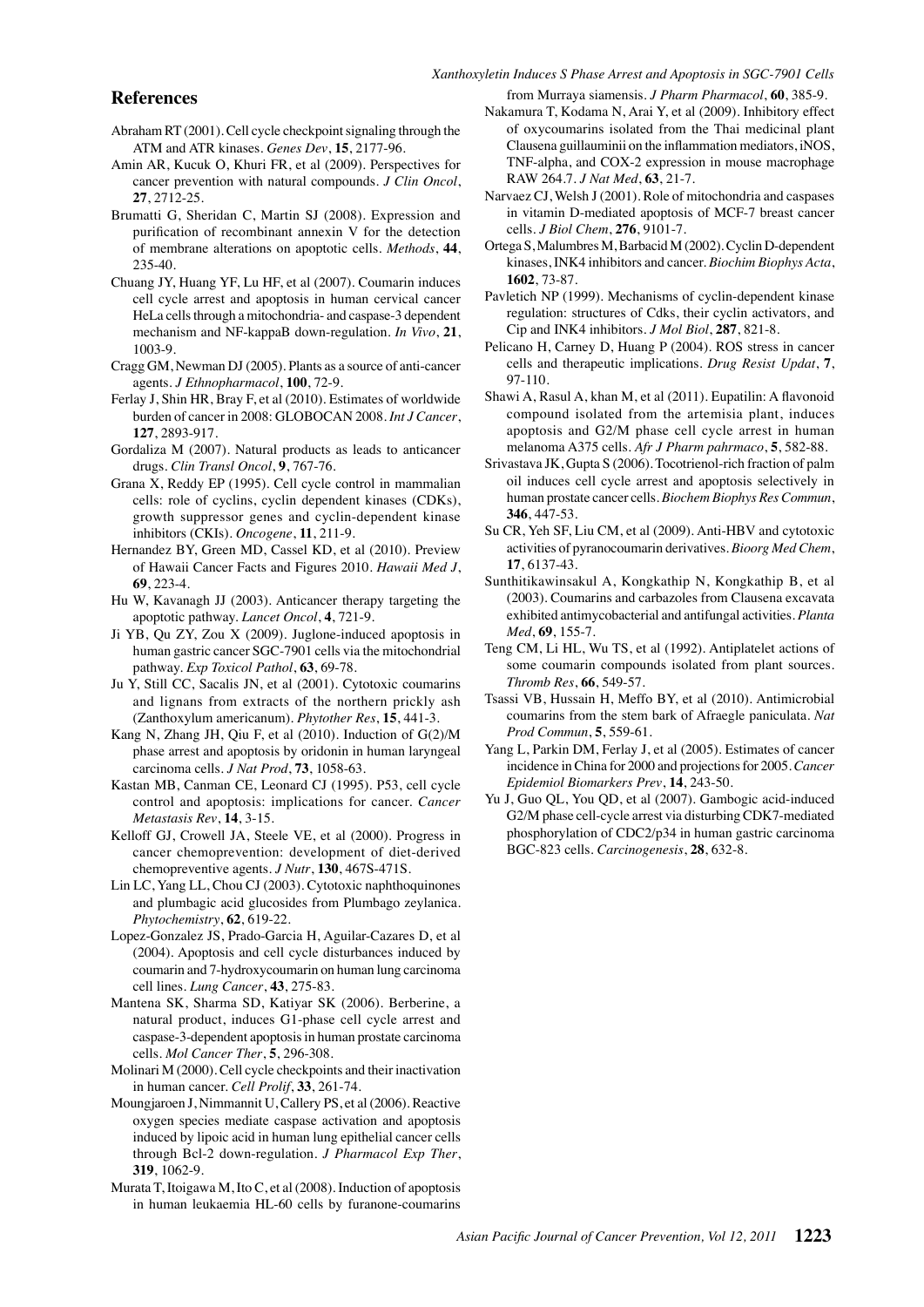## References

Abraham RT (2001). Cell cycle checkpoint signaling through the ATM and ATR kinases. *Genes Dev*, **15**, 2177-96.

Amin AR, Kucuk O, Khuri FR, et al (2009). Perspectives for cancer prevention with natural compounds. *J Clin Oncol*, **27**, 2712-25.

Brumatti G, Sheridan C, Martin SJ (2008). Expression and purification of recombinant annexin V for the detection of membrane alterations on apoptotic cells. *Methods*, **44**, 235-40.

Chuang JY, Huang YF, Lu HF, et al (2007). Coumarin induces cell cycle arrest and apoptosis in human cervical cancer HeLa cells through a mitochondria- and caspase-3 dependent mechanism and NF-kappaB down-regulation. *In Vivo*, **21**, 1003-9.

Cragg GM, Newman DJ (2005). Plants as a source of anti-cancer agents. *J Ethnopharmacol*, **100**, 72-9.

Ferlay J, Shin HR, Bray F, et al (2010). Estimates of worldwide burden of cancer in 2008: GLOBOCAN 2008. *Int J Cancer*, **127**, 2893-917.

Gordaliza M (2007). Natural products as leads to anticancer drugs. *Clin Transl Oncol*, **9**, 767-76.

Grana X, Reddy EP (1995). Cell cycle control in mammalian cells: role of cyclins, cyclin dependent kinases (CDKs), growth suppressor genes and cyclin-dependent kinase inhibitors (CKIs). *Oncogene*, **11**, 211-9.

Hernandez BY, Green MD, Cassel KD, et al (2010). Preview of Hawaii Cancer Facts and Figures 2010. *Hawaii Med J*, **69**, 223-4.

Hu W, Kavanagh JJ (2003). Anticancer therapy targeting the apoptotic pathway. *Lancet Oncol*, **4**, 721-9.

Ji YB, Qu ZY, Zou X (2009). Juglone-induced apoptosis in human gastric cancer SGC-7901 cells via the mitochondrial pathway. *Exp Toxicol Pathol*, **63**, 69-78.

Ju Y, Still CC, Sacalis JN, et al (2001). Cytotoxic coumarins and lignans from extracts of the northern prickly ash (Zanthoxylum americanum). *Phytother Res*, **15**, 441-3.

Kang N, Zhang JH, Qiu F, et al (2010). Induction of G(2)/M phase arrest and apoptosis by oridonin in human laryngeal carcinoma cells. *J Nat Prod*, **73**, 1058-63.

Kastan MB, Canman CE, Leonard CJ (1995). P53, cell cycle control and apoptosis: implications for cancer. *Cancer Metastasis Rev*, **14**, 3-15.

Kelloff GJ, Crowell JA, Steele VE, et al (2000). Progress in cancer chemoprevention: development of diet-derived chemopreventive agents. *J Nutr*, **130**, 467S-471S.

Lin LC, Yang LL, Chou CJ (2003). Cytotoxic naphthoquinones and plumbagic acid glucosides from Plumbago zeylanica. *Phytochemistry*, **62**, 619-22.

Lopez-Gonzalez JS, Prado-Garcia H, Aguilar-Cazares D, et al (2004). Apoptosis and cell cycle disturbances induced by coumarin and 7-hydroxycoumarin on human lung carcinoma cell lines. *Lung Cancer*, **43**, 275-83.

Mantena SK, Sharma SD, Katiyar SK (2006). Berberine, a natural product, induces G1-phase cell cycle arrest and caspase-3-dependent apoptosis in human prostate carcinoma cells. *Mol Cancer Ther*, **5**, 296-308.

Molinari M (2000). Cell cycle checkpoints and their inactivation in human cancer. *Cell Prolif*, **33**, 261-74.

Moungjaroen J, Nimmannit U, Callery PS, et al (2006). Reactive oxygen species mediate caspase activation and apoptosis induced by lipoic acid in human lung epithelial cancer cells through Bcl-2 down-regulation. *J Pharmacol Exp Ther*, **319**, 1062-9.

Murata T, Itoigawa M, Ito C, et al (2008). Induction of apoptosis in human leukaemia HL-60 cells by furanone-coumarins from Murraya siamensis. *J Pharm Pharmacol*, **60**, 385-9.

Nakamura T, Kodama N, Arai Y, et al (2009). Inhibitory effect of oxycoumarins isolated from the Thai medicinal plant Clausena guillauminii on the inflammation mediators, iNOS, TNF-alpha, and COX-2 expression in mouse macrophage RAW 264.7. *J Nat Med*, **63**, 21-7.

Narvaez CJ, Welsh J (2001). Role of mitochondria and caspases in vitamin D-mediated apoptosis of MCF-7 breast cancer cells. *J Biol Chem*, **276**, 9101-7.

Ortega S, Malumbres M, Barbacid M (2002). Cyclin D-dependent kinases, INK4 inhibitors and cancer. *Biochim Biophys Acta*, **1602**, 73-87.

Pavletich NP (1999). Mechanisms of cyclin-dependent kinase regulation: structures of Cdks, their cyclin activators, and Cip and INK4 inhibitors. *J Mol Biol*, **287**, 821-8.

Pelicano H, Carney D, Huang P (2004). ROS stress in cancer cells and therapeutic implications. *Drug Resist Updat*, **7**, 97-110.

Shawi A, Rasul A, khan M, et al (2011). Eupatilin: A flavonoid compound isolated from the artemisia plant, induces apoptosis and G2/M phase cell cycle arrest in human melanoma A375 cells. *Afr J Pharm pahrmaco*, **5**, 582-88.

Srivastava JK, Gupta S (2006). Tocotrienol-rich fraction of palm oil induces cell cycle arrest and apoptosis selectively in human prostate cancer cells. *Biochem Biophys Res Commun*, **346**, 447-53.

Su CR, Yeh SF, Liu CM, et al (2009). Anti-HBV and cytotoxic activities of pyranocoumarin derivatives. *Bioorg Med Chem*, **17**, 6137-43.

Sunthitikawinsakul A, Kongkathip N, Kongkathip B, et al (2003). Coumarins and carbazoles from Clausena excavata exhibited antimycobacterial and antifungal activities. *Planta Med*, **69**, 155-7.

Teng CM, Li HL, Wu TS, et al (1992). Antiplatelet actions of some coumarin compounds isolated from plant sources. *Thromb Res*, **66**, 549-57.

Tsassi VB, Hussain H, Meffo BY, et al (2010). Antimicrobial coumarins from the stem bark of Afraegle paniculata. *Nat Prod Commun*, **5**, 559-61.

Yang L, Parkin DM, Ferlay J, et al (2005). Estimates of cancer incidence in China for 2000 and projections for 2005. *Cancer Epidemiol Biomarkers Prev*, **14**, 243-50.

Yu J, Guo QL, You QD, et al (2007). Gambogic acid-induced G2/M phase cell-cycle arrest via disturbing CDK7-mediated phosphorylation of CDC2/p34 in human gastric carcinoma BGC-823 cells. *Carcinogenesis*, **28**, 632-8.